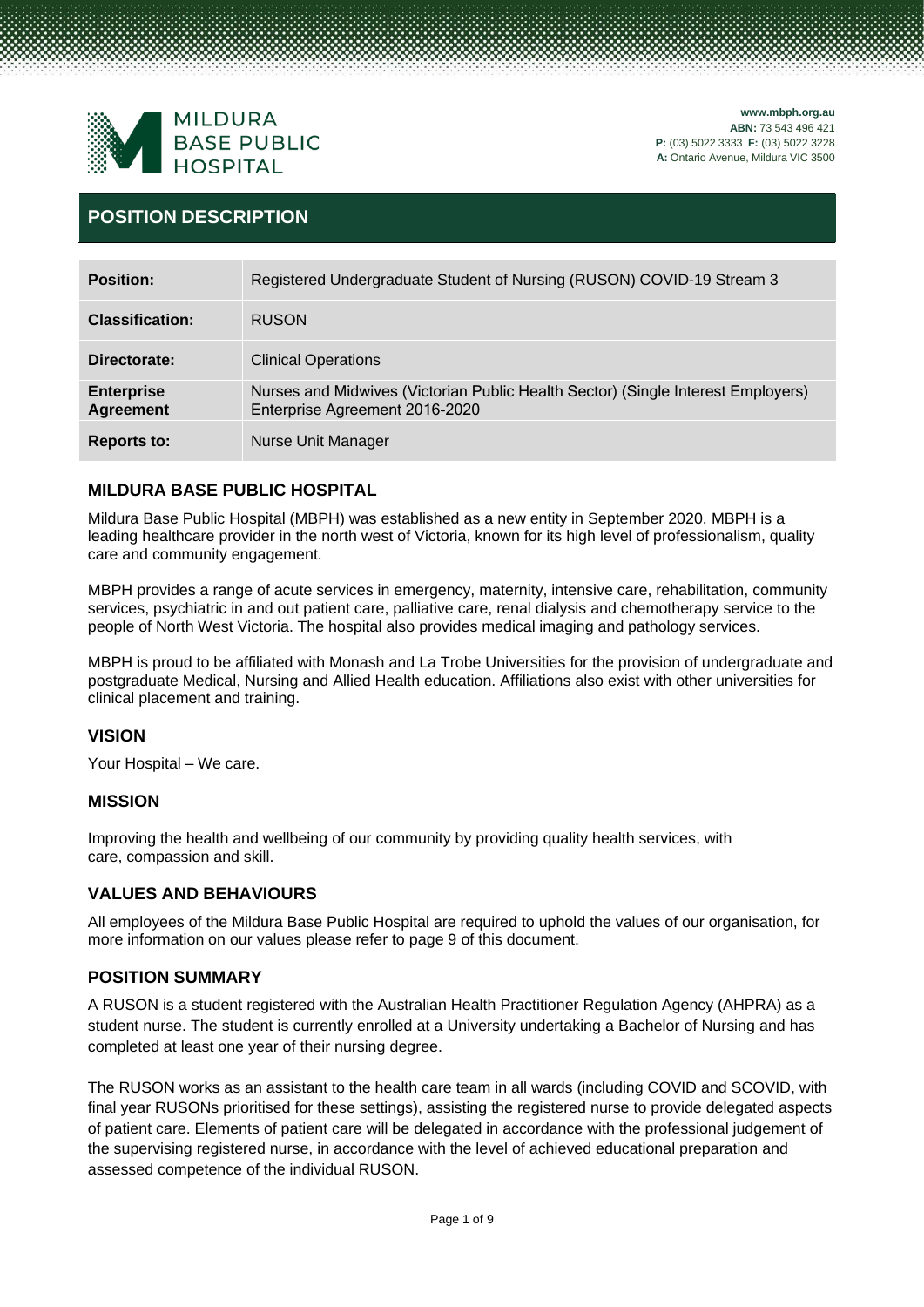MILDURA BASE PUBLIC HOSPITAL

**www.mbph.org.au**
**ABN:** 73 543 496 421
**P:** (03) 5022 3333 **F:** (03) 5022 3228
**A:** Ontario Avenue, Mildura VIC 3500

# POSITION DESCRIPTION

| | |
|---|---|
| **Position:** | Registered Undergraduate Student of Nursing (RUSON) COVID-19 Stream 3 |
| **Classification:** | RUSON |
| **Directorate:** | Clinical Operations |
| **Enterprise Agreement** | Nurses and Midwives (Victorian Public Health Sector) (Single Interest Employers) Enterprise Agreement 2016-2020 |
| **Reports to:** | Nurse Unit Manager |

## MILDURA BASE PUBLIC HOSPITAL

Mildura Base Public Hospital (MBPH) was established as a new entity in September 2020. MBPH is a leading healthcare provider in the north west of Victoria, known for its high level of professionalism, quality care and community engagement.

MBPH provides a range of acute services in emergency, maternity, intensive care, rehabilitation, community services, psychiatric in and out patient care, palliative care, renal dialysis and chemotherapy service to the people of North West Victoria. The hospital also provides medical imaging and pathology services.

MBPH is proud to be affiliated with Monash and La Trobe Universities for the provision of undergraduate and postgraduate Medical, Nursing and Allied Health education. Affiliations also exist with other universities for clinical placement and training.

## VISION

Your Hospital – We care.

## MISSION

Improving the health and wellbeing of our community by providing quality health services, with care, compassion and skill.

## VALUES AND BEHAVIOURS

All employees of the Mildura Base Public Hospital are required to uphold the values of our organisation, for more information on our values please refer to page 9 of this document.

## POSITION SUMMARY

A RUSON is a student registered with the Australian Health Practitioner Regulation Agency (AHPRA) as a student nurse. The student is currently enrolled at a University undertaking a Bachelor of Nursing and has completed at least one year of their nursing degree.

The RUSON works as an assistant to the health care team in all wards (including COVID and SCOVID, with final year RUSONs prioritised for these settings), assisting the registered nurse to provide delegated aspects of patient care. Elements of patient care will be delegated in accordance with the professional judgement of the supervising registered nurse, in accordance with the level of achieved educational preparation and assessed competence of the individual RUSON.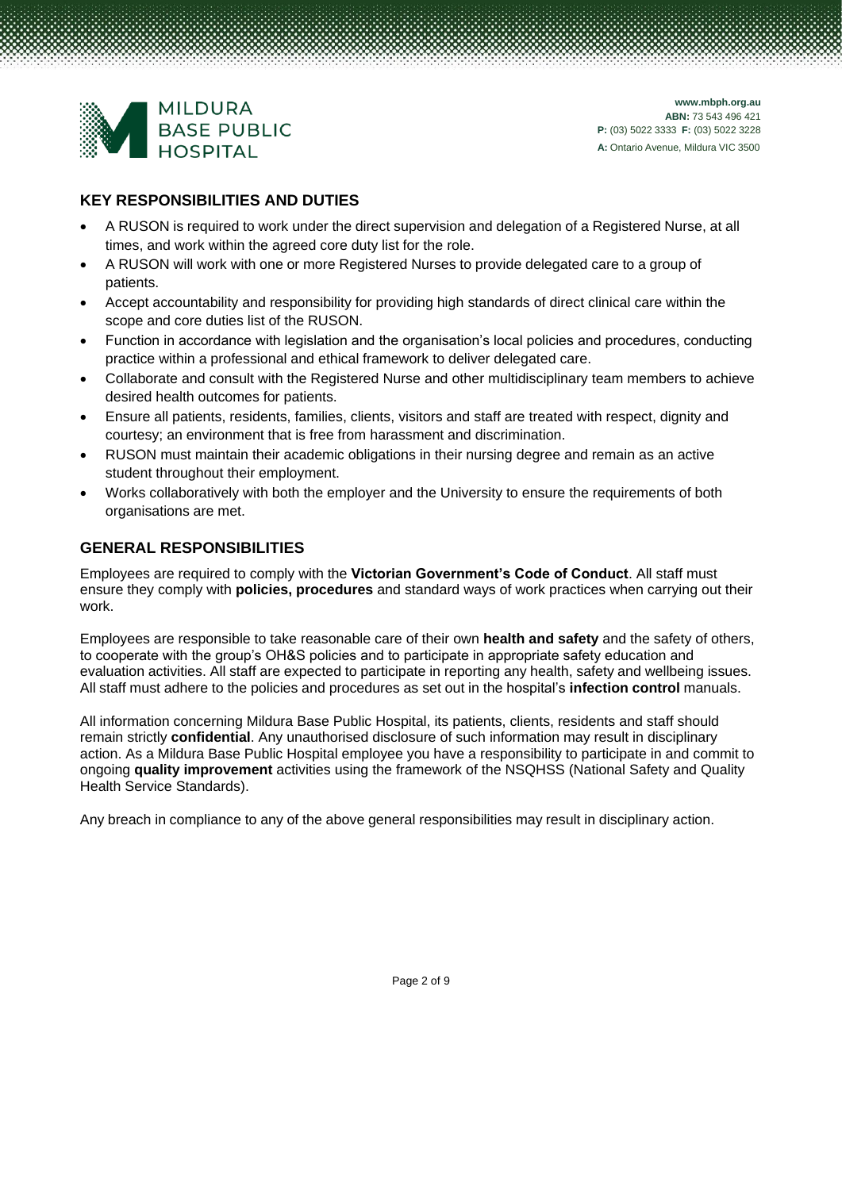## KEY RESPONSIBILITIES AND DUTIES

- A RUSON is required to work under the direct supervision and delegation of a Registered Nurse, at all times, and work within the agreed core duty list for the role.
- A RUSON will work with one or more Registered Nurses to provide delegated care to a group of patients.
- Accept accountability and responsibility for providing high standards of direct clinical care within the scope and core duties list of the RUSON.
- Function in accordance with legislation and the organisation's local policies and procedures, conducting practice within a professional and ethical framework to deliver delegated care.
- Collaborate and consult with the Registered Nurse and other multidisciplinary team members to achieve desired health outcomes for patients.
- Ensure all patients, residents, families, clients, visitors and staff are treated with respect, dignity and courtesy; an environment that is free from harassment and discrimination.
- RUSON must maintain their academic obligations in their nursing degree and remain as an active student throughout their employment.
- Works collaboratively with both the employer and the University to ensure the requirements of both organisations are met.

## GENERAL RESPONSIBILITIES

Employees are required to comply with the **Victorian Government's Code of Conduct**. All staff must ensure they comply with **policies, procedures** and standard ways of work practices when carrying out their work.

Employees are responsible to take reasonable care of their own **health and safety** and the safety of others, to cooperate with the group's OH&S policies and to participate in appropriate safety education and evaluation activities. All staff are expected to participate in reporting any health, safety and wellbeing issues. All staff must adhere to the policies and procedures as set out in the hospital's **infection control** manuals.

All information concerning Mildura Base Public Hospital, its patients, clients, residents and staff should remain strictly **confidential**. Any unauthorised disclosure of such information may result in disciplinary action. As a Mildura Base Public Hospital employee you have a responsibility to participate in and commit to ongoing **quality improvement** activities using the framework of the NSQHSS (National Safety and Quality Health Service Standards).

Any breach in compliance to any of the above general responsibilities may result in disciplinary action.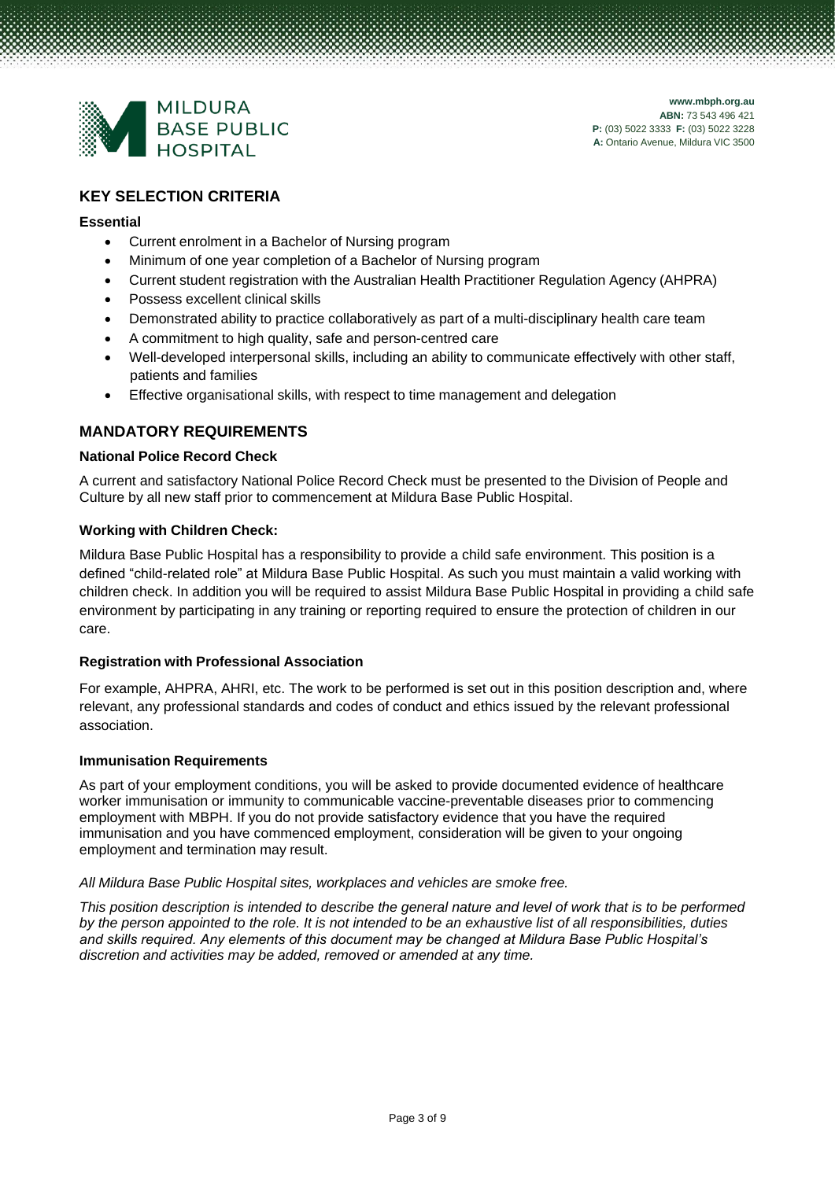## KEY SELECTION CRITERIA

**Essential**

- Current enrolment in a Bachelor of Nursing program
- Minimum of one year completion of a Bachelor of Nursing program
- Current student registration with the Australian Health Practitioner Regulation Agency (AHPRA)
- Possess excellent clinical skills
- Demonstrated ability to practice collaboratively as part of a multi-disciplinary health care team
- A commitment to high quality, safe and person-centred care
- Well-developed interpersonal skills, including an ability to communicate effectively with other staff, patients and families
- Effective organisational skills, with respect to time management and delegation

## MANDATORY REQUIREMENTS

**National Police Record Check**

A current and satisfactory National Police Record Check must be presented to the Division of People and Culture by all new staff prior to commencement at Mildura Base Public Hospital.

**Working with Children Check:**

Mildura Base Public Hospital has a responsibility to provide a child safe environment. This position is a defined "child-related role" at Mildura Base Public Hospital. As such you must maintain a valid working with children check. In addition you will be required to assist Mildura Base Public Hospital in providing a child safe environment by participating in any training or reporting required to ensure the protection of children in our care.

**Registration with Professional Association**

For example, AHPRA, AHRI, etc. The work to be performed is set out in this position description and, where relevant, any professional standards and codes of conduct and ethics issued by the relevant professional association.

**Immunisation Requirements**

As part of your employment conditions, you will be asked to provide documented evidence of healthcare worker immunisation or immunity to communicable vaccine-preventable diseases prior to commencing employment with MBPH. If you do not provide satisfactory evidence that you have the required immunisation and you have commenced employment, consideration will be given to your ongoing employment and termination may result.

*All Mildura Base Public Hospital sites, workplaces and vehicles are smoke free.*

*This position description is intended to describe the general nature and level of work that is to be performed by the person appointed to the role. It is not intended to be an exhaustive list of all responsibilities, duties and skills required. Any elements of this document may be changed at Mildura Base Public Hospital's discretion and activities may be added, removed or amended at any time.*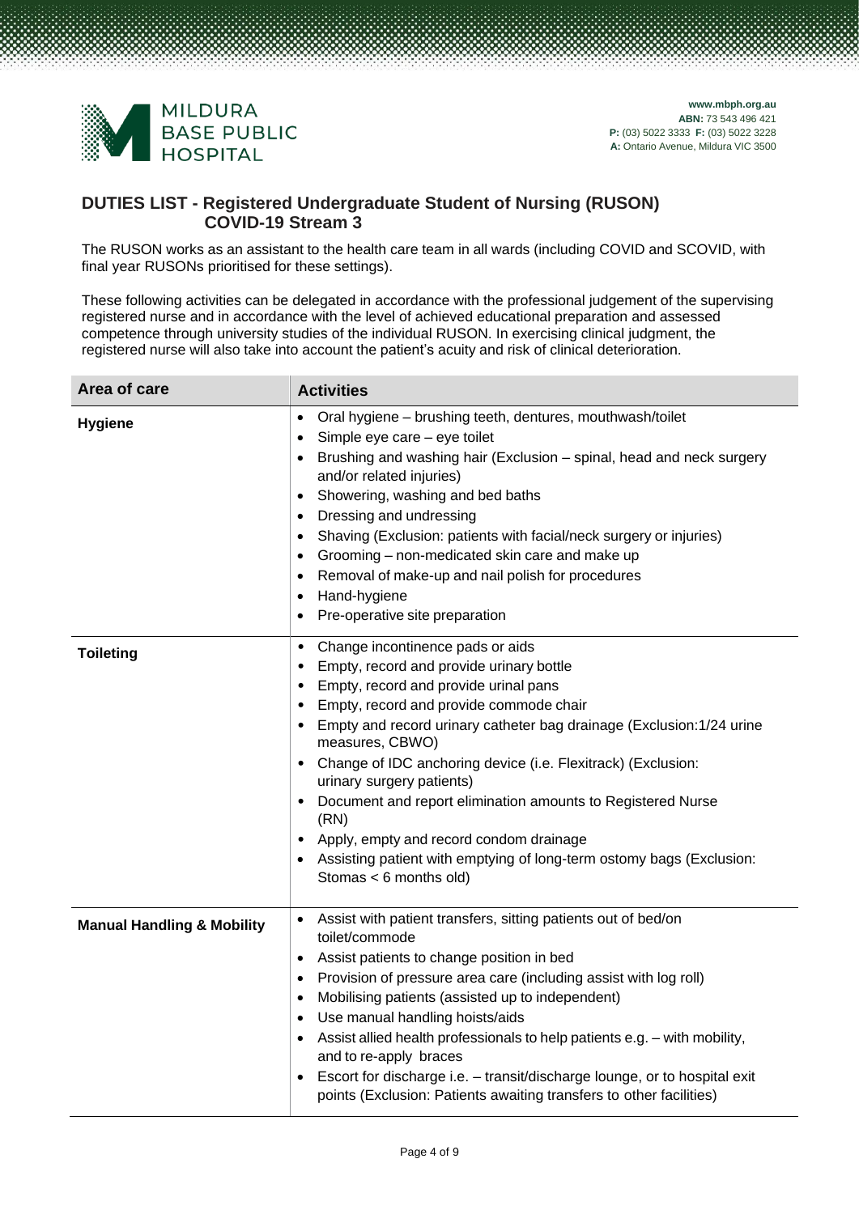## DUTIES LIST - Registered Undergraduate Student of Nursing (RUSON) COVID-19 Stream 3

The RUSON works as an assistant to the health care team in all wards (including COVID and SCOVID, with final year RUSONs prioritised for these settings).

These following activities can be delegated in accordance with the professional judgement of the supervising registered nurse and in accordance with the level of achieved educational preparation and assessed competence through university studies of the individual RUSON. In exercising clinical judgment, the registered nurse will also take into account the patient's acuity and risk of clinical deterioration.

| Area of care | Activities |
|---|---|
| **Hygiene** | • Oral hygiene – brushing teeth, dentures, mouthwash/toilet<br>• Simple eye care – eye toilet<br>• Brushing and washing hair (Exclusion – spinal, head and neck surgery and/or related injuries)<br>• Showering, washing and bed baths<br>• Dressing and undressing<br>• Shaving (Exclusion: patients with facial/neck surgery or injuries)<br>• Grooming – non-medicated skin care and make up<br>• Removal of make-up and nail polish for procedures<br>• Hand-hygiene<br>• Pre-operative site preparation |
| **Toileting** | • Change incontinence pads or aids<br>• Empty, record and provide urinary bottle<br>• Empty, record and provide urinal pans<br>• Empty, record and provide commode chair<br>• Empty and record urinary catheter bag drainage (Exclusion:1/24 urine measures, CBWO)<br>• Change of IDC anchoring device (i.e. Flexitrack) (Exclusion: urinary surgery patients)<br>• Document and report elimination amounts to Registered Nurse (RN)<br>• Apply, empty and record condom drainage<br>• Assisting patient with emptying of long-term ostomy bags (Exclusion: Stomas < 6 months old) |
| **Manual Handling & Mobility** | • Assist with patient transfers, sitting patients out of bed/on toilet/commode<br>• Assist patients to change position in bed<br>• Provision of pressure area care (including assist with log roll)<br>• Mobilising patients (assisted up to independent)<br>• Use manual handling hoists/aids<br>• Assist allied health professionals to help patients e.g. – with mobility, and to re-apply braces<br>• Escort for discharge i.e. – transit/discharge lounge, or to hospital exit points (Exclusion: Patients awaiting transfers to other facilities) |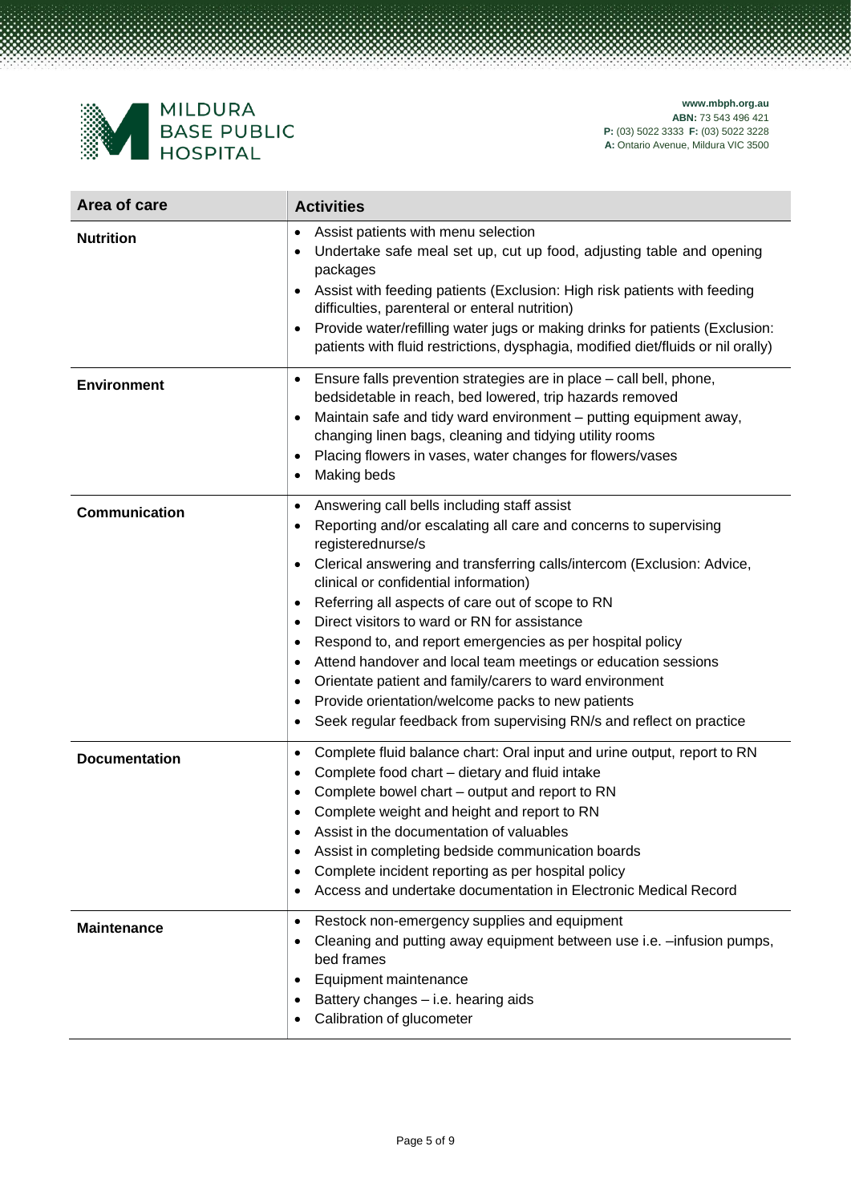| Area of care | Activities |
|---|---|
| **Nutrition** | • Assist patients with menu selection<br>• Undertake safe meal set up, cut up food, adjusting table and opening packages<br>• Assist with feeding patients (Exclusion: High risk patients with feeding difficulties, parenteral or enteral nutrition)<br>• Provide water/refilling water jugs or making drinks for patients (Exclusion: patients with fluid restrictions, dysphagia, modified diet/fluids or nil orally) |
| **Environment** | • Ensure falls prevention strategies are in place – call bell, phone, bedsidetable in reach, bed lowered, trip hazards removed<br>• Maintain safe and tidy ward environment – putting equipment away, changing linen bags, cleaning and tidying utility rooms<br>• Placing flowers in vases, water changes for flowers/vases<br>• Making beds |
| **Communication** | • Answering call bells including staff assist<br>• Reporting and/or escalating all care and concerns to supervising registerednurse/s<br>• Clerical answering and transferring calls/intercom (Exclusion: Advice, clinical or confidential information)<br>• Referring all aspects of care out of scope to RN<br>• Direct visitors to ward or RN for assistance<br>• Respond to, and report emergencies as per hospital policy<br>• Attend handover and local team meetings or education sessions<br>• Orientate patient and family/carers to ward environment<br>• Provide orientation/welcome packs to new patients<br>• Seek regular feedback from supervising RN/s and reflect on practice |
| **Documentation** | • Complete fluid balance chart: Oral input and urine output, report to RN<br>• Complete food chart – dietary and fluid intake<br>• Complete bowel chart – output and report to RN<br>• Complete weight and height and report to RN<br>• Assist in the documentation of valuables<br>• Assist in completing bedside communication boards<br>• Complete incident reporting as per hospital policy<br>• Access and undertake documentation in Electronic Medical Record |
| **Maintenance** | • Restock non-emergency supplies and equipment<br>• Cleaning and putting away equipment between use i.e. –infusion pumps, bed frames<br>• Equipment maintenance<br>• Battery changes – i.e. hearing aids<br>• Calibration of glucometer |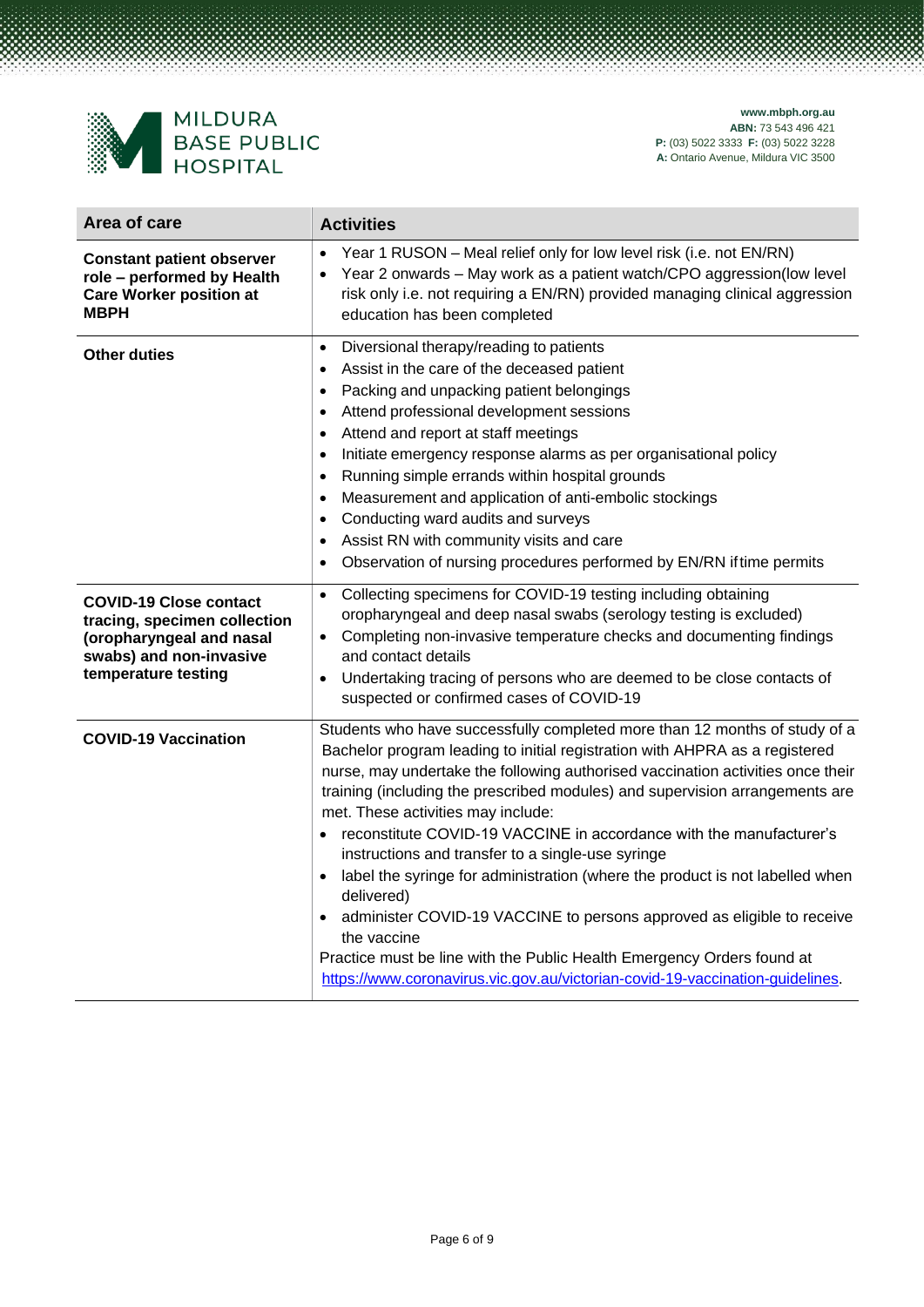| Area of care | Activities |
|---|---|
| **Constant patient observer role – performed by Health Care Worker position at MBPH** | • Year 1 RUSON – Meal relief only for low level risk (i.e. not EN/RN)<br>• Year 2 onwards – May work as a patient watch/CPO aggression(low level risk only i.e. not requiring a EN/RN) provided managing clinical aggression education has been completed |
| **Other duties** | • Diversional therapy/reading to patients<br>• Assist in the care of the deceased patient<br>• Packing and unpacking patient belongings<br>• Attend professional development sessions<br>• Attend and report at staff meetings<br>• Initiate emergency response alarms as per organisational policy<br>• Running simple errands within hospital grounds<br>• Measurement and application of anti-embolic stockings<br>• Conducting ward audits and surveys<br>• Assist RN with community visits and care<br>• Observation of nursing procedures performed by EN/RN iftime permits |
| **COVID-19 Close contact tracing, specimen collection (oropharyngeal and nasal swabs) and non-invasive temperature testing** | • Collecting specimens for COVID-19 testing including obtaining oropharyngeal and deep nasal swabs (serology testing is excluded)<br>• Completing non-invasive temperature checks and documenting findings and contact details<br>• Undertaking tracing of persons who are deemed to be close contacts of suspected or confirmed cases of COVID-19 |
| **COVID-19 Vaccination** | Students who have successfully completed more than 12 months of study of a Bachelor program leading to initial registration with AHPRA as a registered nurse, may undertake the following authorised vaccination activities once their training (including the prescribed modules) and supervision arrangements are met. These activities may include:<br>• reconstitute COVID-19 VACCINE in accordance with the manufacturer's instructions and transfer to a single-use syringe<br>• label the syringe for administration (where the product is not labelled when delivered)<br>• administer COVID-19 VACCINE to persons approved as eligible to receive the vaccine<br>Practice must be line with the Public Health Emergency Orders found at https://www.coronavirus.vic.gov.au/victorian-covid-19-vaccination-guidelines. |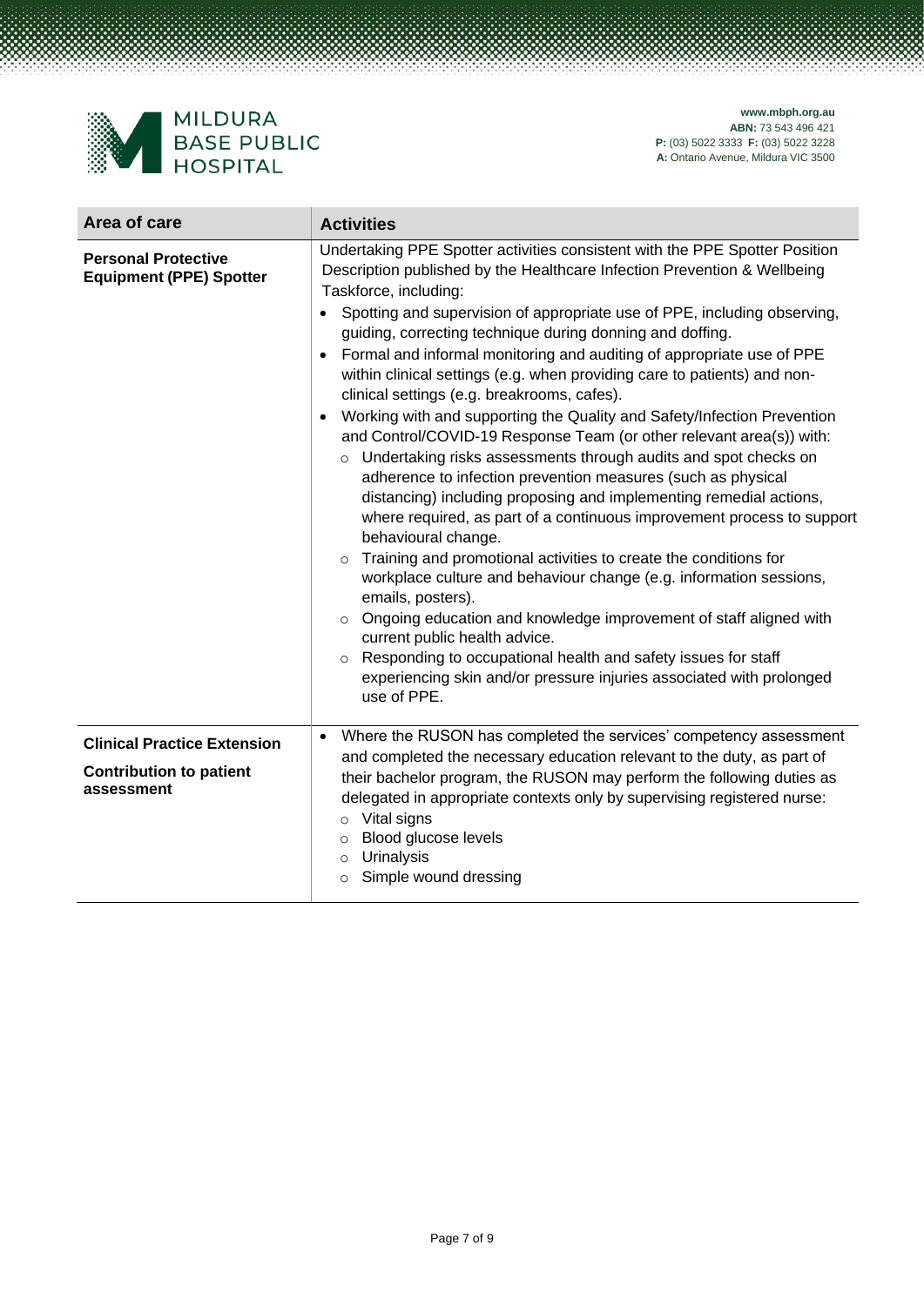| Area of care | Activities |
|---|---|
| **Personal Protective Equipment (PPE) Spotter** | Undertaking PPE Spotter activities consistent with the PPE Spotter Position Description published by the Healthcare Infection Prevention & Wellbeing Taskforce, including:<br>• Spotting and supervision of appropriate use of PPE, including observing, guiding, correcting technique during donning and doffing.<br>• Formal and informal monitoring and auditing of appropriate use of PPE within clinical settings (e.g. when providing care to patients) and non-clinical settings (e.g. breakrooms, cafes).<br>• Working with and supporting the Quality and Safety/Infection Prevention and Control/COVID-19 Response Team (or other relevant area(s)) with:<br>  ○ Undertaking risks assessments through audits and spot checks on adherence to infection prevention measures (such as physical distancing) including proposing and implementing remedial actions, where required, as part of a continuous improvement process to support behavioural change.<br>  ○ Training and promotional activities to create the conditions for workplace culture and behaviour change (e.g. information sessions, emails, posters).<br>  ○ Ongoing education and knowledge improvement of staff aligned with current public health advice.<br>  ○ Responding to occupational health and safety issues for staff experiencing skin and/or pressure injuries associated with prolonged use of PPE. |
| **Clinical Practice Extension**<br><br>**Contribution to patient assessment** | • Where the RUSON has completed the services' competency assessment and completed the necessary education relevant to the duty, as part of their bachelor program, the RUSON may perform the following duties as delegated in appropriate contexts only by supervising registered nurse:<br>  ○ Vital signs<br>  ○ Blood glucose levels<br>  ○ Urinalysis<br>  ○ Simple wound dressing |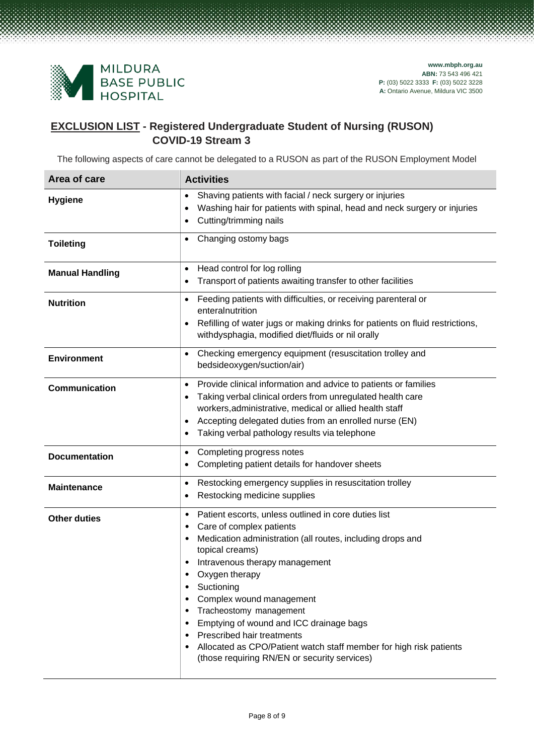# EXCLUSION LIST - Registered Undergraduate Student of Nursing (RUSON) COVID-19 Stream 3

The following aspects of care cannot be delegated to a RUSON as part of the RUSON Employment Model

| Area of care | Activities |
|---|---|
| **Hygiene** | • Shaving patients with facial / neck surgery or injuries<br>• Washing hair for patients with spinal, head and neck surgery or injuries<br>• Cutting/trimming nails |
| **Toileting** | • Changing ostomy bags |
| **Manual Handling** | • Head control for log rolling<br>• Transport of patients awaiting transfer to other facilities |
| **Nutrition** | • Feeding patients with difficulties, or receiving parenteral or enteralnutrition<br>• Refilling of water jugs or making drinks for patients on fluid restrictions, withdysphagia, modified diet/fluids or nil orally |
| **Environment** | • Checking emergency equipment (resuscitation trolley and bedsideoxygen/suction/air) |
| **Communication** | • Provide clinical information and advice to patients or families<br>• Taking verbal clinical orders from unregulated health care workers,administrative, medical or allied health staff<br>• Accepting delegated duties from an enrolled nurse (EN)<br>• Taking verbal pathology results via telephone |
| **Documentation** | • Completing progress notes<br>• Completing patient details for handover sheets |
| **Maintenance** | • Restocking emergency supplies in resuscitation trolley<br>• Restocking medicine supplies |
| **Other duties** | • Patient escorts, unless outlined in core duties list<br>• Care of complex patients<br>• Medication administration (all routes, including drops and topical creams)<br>• Intravenous therapy management<br>• Oxygen therapy<br>• Suctioning<br>• Complex wound management<br>• Tracheostomy management<br>• Emptying of wound and ICC drainage bags<br>• Prescribed hair treatments<br>• Allocated as CPO/Patient watch staff member for high risk patients (those requiring RN/EN or security services) |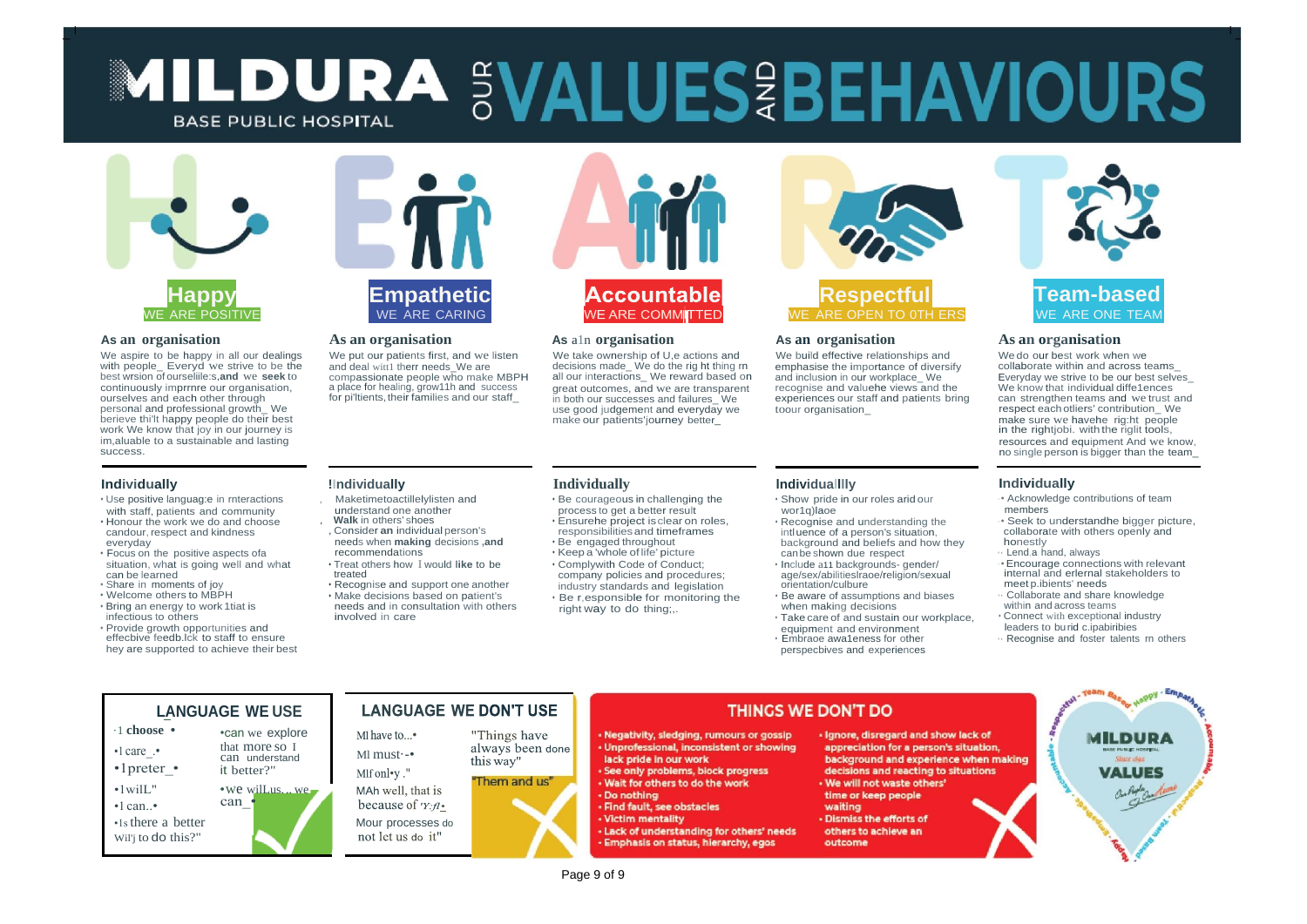# MILDURA BASE PUBLIC HOSPITAL — OUR VALUES AND BEHAVIOURS

## Happy
WE ARE POSITIVE

### As an organisation

We aspire to be happy in all our dealings with people. Everyday we strive to be the best version of ourselves, and we seek to continuously improve our organisation, ourselves and each other through personal and professional growth. We believe that happy people do their best work. We know that joy in our journey is invaluable to a sustainable and lasting success.

### Individually

- Use positive language in interactions with staff, patients and community
- Honour the work we do and choose candour, respect and kindness everyday
- Focus on the positive aspects of a situation, what is going well and what can be learned
- Share in moments of joy
- Welcome others to MBPH
- Bring an energy to work that is infectious to others
- Provide growth opportunities and effective feedback to staff to ensure they are supported to achieve their best

## Empathetic
WE ARE CARING

### As an organisation

We put our patients first, and we listen and deal with their needs. We are compassionate people who make MBPH a place for healing, growth and success for patients, their families and our staff.

### Individually

- Make time to actively listen and understand one another
- Walk in others' shoes
- Consider an individual person's needs when making decisions, and recommendations
- Treat others how I would like to be treated
- Recognise and support one another
- Make decisions based on patient's needs and in consultation with others involved in care

## Accountable
WE ARE COMMITTED

### As an organisation

We take ownership of our actions and decisions made. We do the right thing in all our interactions. We reward based on great outcomes, and we are transparent in both our successes and failures. We use good judgement and everyday we make our patients' journey better.

### Individually

- Be courageous in challenging the process to get a better result
- Ensure the project is clear on roles, responsibilities and timeframes
- Be engaged throughout
- Keep a 'whole of life' picture
- Comply with Code of Conduct; company policies and procedures; industry standards and legislation
- Be responsible for monitoring the right way to do things.

## Respectful
WE ARE OPEN TO OTHERS

### As an organisation

We build effective relationships and emphasise the importance of diversity and inclusion in our workplace. We recognise and value the views and the experiences our staff and patients bring to our organisation.

### Individually

- Show pride in our roles and our workplace
- Recognise and understanding the influence of a person's situation, background and beliefs and how they can be shown due respect
- Include all backgrounds- gender/age/sex/abilities/race/religion/sexual orientation/culture
- Be aware of assumptions and biases when making decisions
- Take care of and sustain our workplace, equipment and environment
- Embrace awareness for other perspectives and experiences

## Team-based
WE ARE ONE TEAM

### As an organisation

We do our best work when we collaborate within and across teams. Everyday we strive to be our best selves. We know that individual differences can strengthen teams and we trust and respect each others' contribution. We make sure we have the right people in the right jobs, with the right tools, resources and equipment. And we know, no single person is bigger than the team.

### Individually

- Acknowledge contributions of team members
- Seek to understand the bigger picture, collaborate with others openly and honestly
- Lend a hand, always
- Encourage connections with relevant internal and external stakeholders to meet patients' needs
- Collaborate and share knowledge within and across teams
- Connect with exceptional industry leaders to build capabilities
- Recognise and foster talents in others

## LANGUAGE WE USE

- I choose
- I care
- I prefer
- I will
- I can
- Is there a better way to do this?
- can we explore that more so I can understand it better?
- we will, us, we can

## LANGUAGE WE DON'T USE

- I have to...
- I must
- If only...
- Ah well, that is because of...
- Our processes do not let us do it
- "Things have always been done this way"
- "Them and us"

## THINGS WE DON'T DO

- Negativity, sledging, rumours or gossip
- Unprofessional, inconsistent or showing lack pride in our work
- See only problems, block progress
- Wait for others to do the work
- Do nothing
- Find fault, see obstacles
- Victim mentality
- Lack of understanding for others' needs
- Emphasis on status, hierarchy, egos
- Ignore, disregard and show lack of appreciation for a person's situation, background and experience when making decisions and reacting to situations
- We will not waste others' time or keep people waiting
- Dismiss the efforts of others to achieve an outcome

MILDURA BASE PUBLIC HOSPITAL
Since 1892
VALUES
Our People, Our Home

Team Based · Happy · Empathetic · Accountable · Respectful